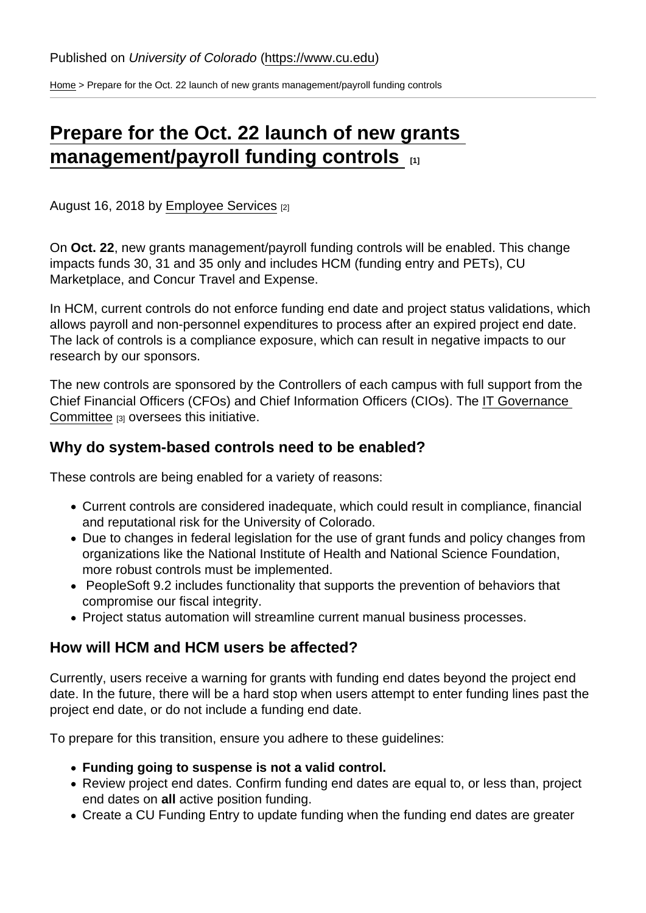Published on *University of Colorado* (https://www.cu.edu)

Home > Prepare for the Oct. 22 launch of new grants management/payroll funding controls

# Prepare for the Oct. 22 launch of new grants management/payroll funding controls [1]

August 16, 2018 by Employee Services [2]

On **Oct. 22**, new grants management/payroll funding controls will be enabled. This change impacts funds 30, 31 and 35 only and includes HCM (funding entry and PETs), CU Marketplace, and Concur Travel and Expense.

In HCM, current controls do not enforce funding end date and project status validations, which allows payroll and non-personnel expenditures to process after an expired project end date. The lack of controls is a compliance exposure, which can result in negative impacts to our research by our sponsors.

The new controls are sponsored by the Controllers of each campus with full support from the Chief Financial Officers (CFOs) and Chief Information Officers (CIOs). The IT Governance Committee [3] oversees this initiative.

## Why do system-based controls need to be enabled?

These controls are being enabled for a variety of reasons:

- Current controls are considered inadequate, which could result in compliance, financial and reputational risk for the University of Colorado.
- Due to changes in federal legislation for the use of grant funds and policy changes from organizations like the National Institute of Health and National Science Foundation, more robust controls must be implemented.
- PeopleSoft 9.2 includes functionality that supports the prevention of behaviors that compromise our fiscal integrity.
- Project status automation will streamline current manual business processes.

## How will HCM and HCM users be affected?

Currently, users receive a warning for grants with funding end dates beyond the project end date. In the future, there will be a hard stop when users attempt to enter funding lines past the project end date, or do not include a funding end date.

To prepare for this transition, ensure you adhere to these guidelines:

- **Funding going to suspense is not a valid control.**
- Review project end dates. Confirm funding end dates are equal to, or less than, project end dates on **all** active position funding.
- Create a CU Funding Entry to update funding when the funding end dates are greater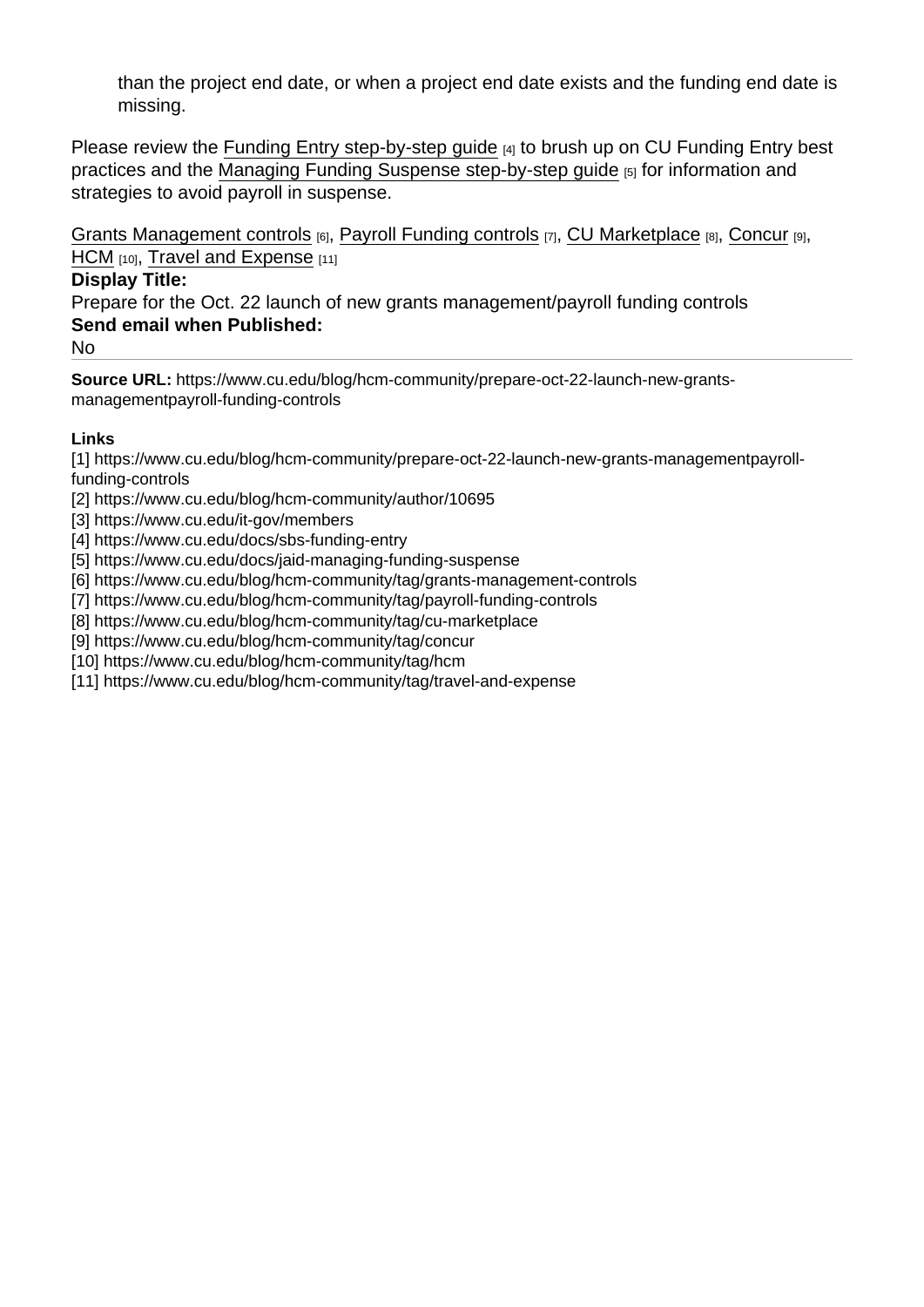than the project end date, or when a project end date exists and the funding end date is missing.

Please review the Funding Entry step-by-step guide [4] to brush up on CU Funding Entry best practices and the Managing Funding Suspense step-by-step guide [5] for information and strategies to avoid payroll in suspense.

Grants Management controls [6], Payroll Funding controls [7], CU Marketplace [8], Concur [9], HCM [10], Travel and Expense [11]

**Display Title:**

Prepare for the Oct. 22 launch of new grants management/payroll funding controls

**Send email when Published:**

No

**Source URL:** https://www.cu.edu/blog/hcm-community/prepare-oct-22-launch-new-grants-managementpayroll-funding-controls

**Links**

[1] https://www.cu.edu/blog/hcm-community/prepare-oct-22-launch-new-grants-managementpayroll-funding-controls
[2] https://www.cu.edu/blog/hcm-community/author/10695
[3] https://www.cu.edu/it-gov/members
[4] https://www.cu.edu/docs/sbs-funding-entry
[5] https://www.cu.edu/docs/jaid-managing-funding-suspense
[6] https://www.cu.edu/blog/hcm-community/tag/grants-management-controls
[7] https://www.cu.edu/blog/hcm-community/tag/payroll-funding-controls
[8] https://www.cu.edu/blog/hcm-community/tag/cu-marketplace
[9] https://www.cu.edu/blog/hcm-community/tag/concur
[10] https://www.cu.edu/blog/hcm-community/tag/hcm
[11] https://www.cu.edu/blog/hcm-community/tag/travel-and-expense